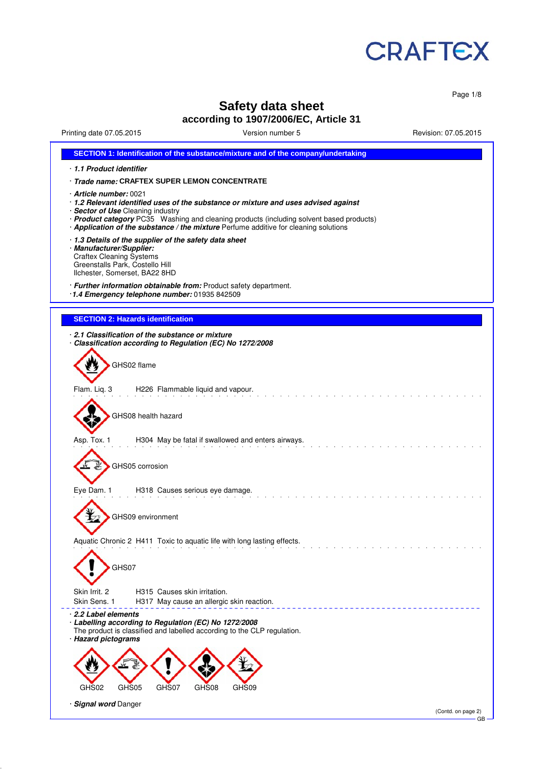# Safety data sheet

## according to 1907/2006/EC, Article 31

Printing date 07.05.2015 Version number 5 Revision: 07.05.2015

## SECTION 1: Identification of the substance/mixture and of the company/undertaking

· ***1.1 Product identifier***

· ***Trade name:*** **CRAFTEX SUPER LEMON CONCENTRATE**

· ***Article number:*** 0021

· ***1.2 Relevant identified uses of the substance or mixture and uses advised against***

· ***Sector of Use*** Cleaning industry

· ***Product category*** PC35 Washing and cleaning products (including solvent based products)

· ***Application of the substance / the mixture*** Perfume additive for cleaning solutions

· ***1.3 Details of the supplier of the safety data sheet***

· ***Manufacturer/Supplier:***
Craftex Cleaning Systems
Greenstalls Park, Costello Hill
Ilchester, Somerset, BA22 8HD

· ***Further information obtainable from:*** Product safety department.

· ***1.4 Emergency telephone number:*** 01935 842509

## SECTION 2: Hazards identification

· ***2.1 Classification of the substance or mixture***

· ***Classification according to Regulation (EC) No 1272/2008***

GHS02 flame

Flam. Liq. 3 H226 Flammable liquid and vapour.

GHS08 health hazard

Asp. Tox. 1 H304 May be fatal if swallowed and enters airways.

GHS05 corrosion

Eye Dam. 1 H318 Causes serious eye damage.

GHS09 environment

Aquatic Chronic 2 H411 Toxic to aquatic life with long lasting effects.

GHS07

Skin Irrit. 2 H315 Causes skin irritation.

Skin Sens. 1 H317 May cause an allergic skin reaction.

· ***2.2 Label elements***

· ***Labelling according to Regulation (EC) No 1272/2008***

The product is classified and labelled according to the CLP regulation.

· ***Hazard pictograms***

GHS02 GHS05 GHS07 GHS08 GHS09

· ***Signal word*** Danger

(Contd. on page 2)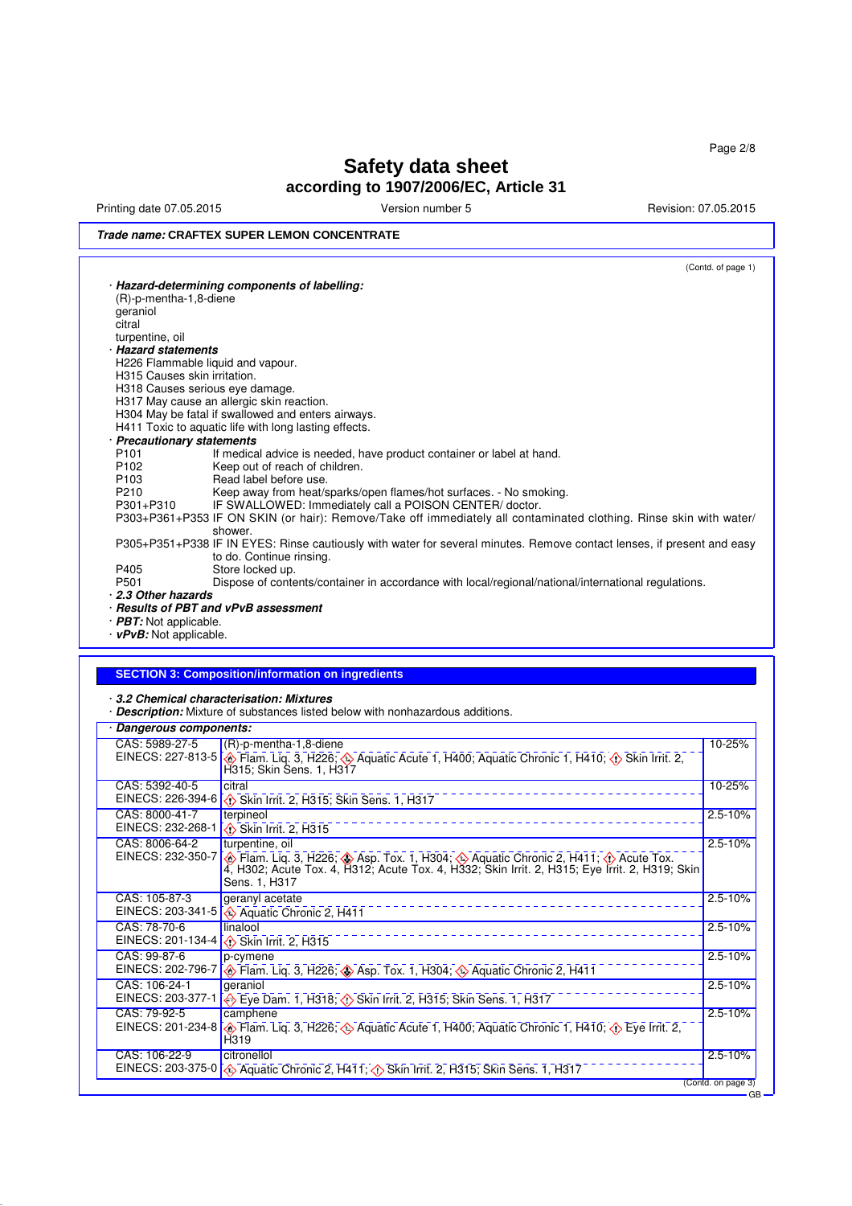# Safety data sheet

## according to 1907/2006/EC, Article 31

Printing date 07.05.2015 | Version number 5 | Revision: 07.05.2015

**Trade name: CRAFTEX SUPER LEMON CONCENTRATE**

(Contd. of page 1)

· ***Hazard-determining components of labelling:***
(R)-p-mentha-1,8-diene
geraniol
citral
turpentine, oil

· ***Hazard statements***
H226 Flammable liquid and vapour.
H315 Causes skin irritation.
H318 Causes serious eye damage.
H317 May cause an allergic skin reaction.
H304 May be fatal if swallowed and enters airways.
H411 Toxic to aquatic life with long lasting effects.

· ***Precautionary statements***
P101 If medical advice is needed, have product container or label at hand.
P102 Keep out of reach of children.
P103 Read label before use.
P210 Keep away from heat/sparks/open flames/hot surfaces. - No smoking.
P301+P310 IF SWALLOWED: Immediately call a POISON CENTER/ doctor.
P303+P361+P353 IF ON SKIN (or hair): Remove/Take off immediately all contaminated clothing. Rinse skin with water/shower.
P305+P351+P338 IF IN EYES: Rinse cautiously with water for several minutes. Remove contact lenses, if present and easy to do. Continue rinsing.
P405 Store locked up.
P501 Dispose of contents/container in accordance with local/regional/national/international regulations.

· ***2.3 Other hazards***
· ***Results of PBT and vPvB assessment***
· ***PBT:*** Not applicable.
· ***vPvB:*** Not applicable.

## SECTION 3: Composition/information on ingredients

· ***3.2 Chemical characterisation: Mixtures***
· ***Description:*** Mixture of substances listed below with nonhazardous additions.

· ***Dangerous components:***

| Identifiers | Component / Classification | Concentration |
|---|---|---|
| CAS: 5989-27-5<br>EINECS: 227-813-5 | (R)-p-mentha-1,8-diene<br>Flam. Liq. 3, H226; Aquatic Acute 1, H400; Aquatic Chronic 1, H410; Skin Irrit. 2, H315; Skin Sens. 1, H317 | 10-25% |
| CAS: 5392-40-5<br>EINECS: 226-394-6 | citral<br>Skin Irrit. 2, H315; Skin Sens. 1, H317 | 10-25% |
| CAS: 8000-41-7<br>EINECS: 232-268-1 | terpineol<br>Skin Irrit. 2, H315 | 2.5-10% |
| CAS: 8006-64-2<br>EINECS: 232-350-7 | turpentine, oil<br>Flam. Liq. 3, H226; Asp. Tox. 1, H304; Aquatic Chronic 2, H411; Acute Tox. 4, H302; Acute Tox. 4, H312; Acute Tox. 4, H332; Skin Irrit. 2, H315; Eye Irrit. 2, H319; Skin Sens. 1, H317 | 2.5-10% |
| CAS: 105-87-3<br>EINECS: 203-341-5 | geranyl acetate<br>Aquatic Chronic 2, H411 | 2.5-10% |
| CAS: 78-70-6<br>EINECS: 201-134-4 | linalool<br>Skin Irrit. 2, H315 | 2.5-10% |
| CAS: 99-87-6<br>EINECS: 202-796-7 | p-cymene<br>Flam. Liq. 3, H226; Asp. Tox. 1, H304; Aquatic Chronic 2, H411 | 2.5-10% |
| CAS: 106-24-1<br>EINECS: 203-377-1 | geraniol<br>Eye Dam. 1, H318; Skin Irrit. 2, H315; Skin Sens. 1, H317 | 2.5-10% |
| CAS: 79-92-5<br>EINECS: 201-234-8 | camphene<br>Flam. Liq. 3, H226; Aquatic Acute 1, H400; Aquatic Chronic 1, H410; Eye Irrit. 2, H319 | 2.5-10% |
| CAS: 106-22-9<br>EINECS: 203-375-0 | citronellol<br>Aquatic Chronic 2, H411; Skin Irrit. 2, H315; Skin Sens. 1, H317 | 2.5-10% |

(Contd. on page 3)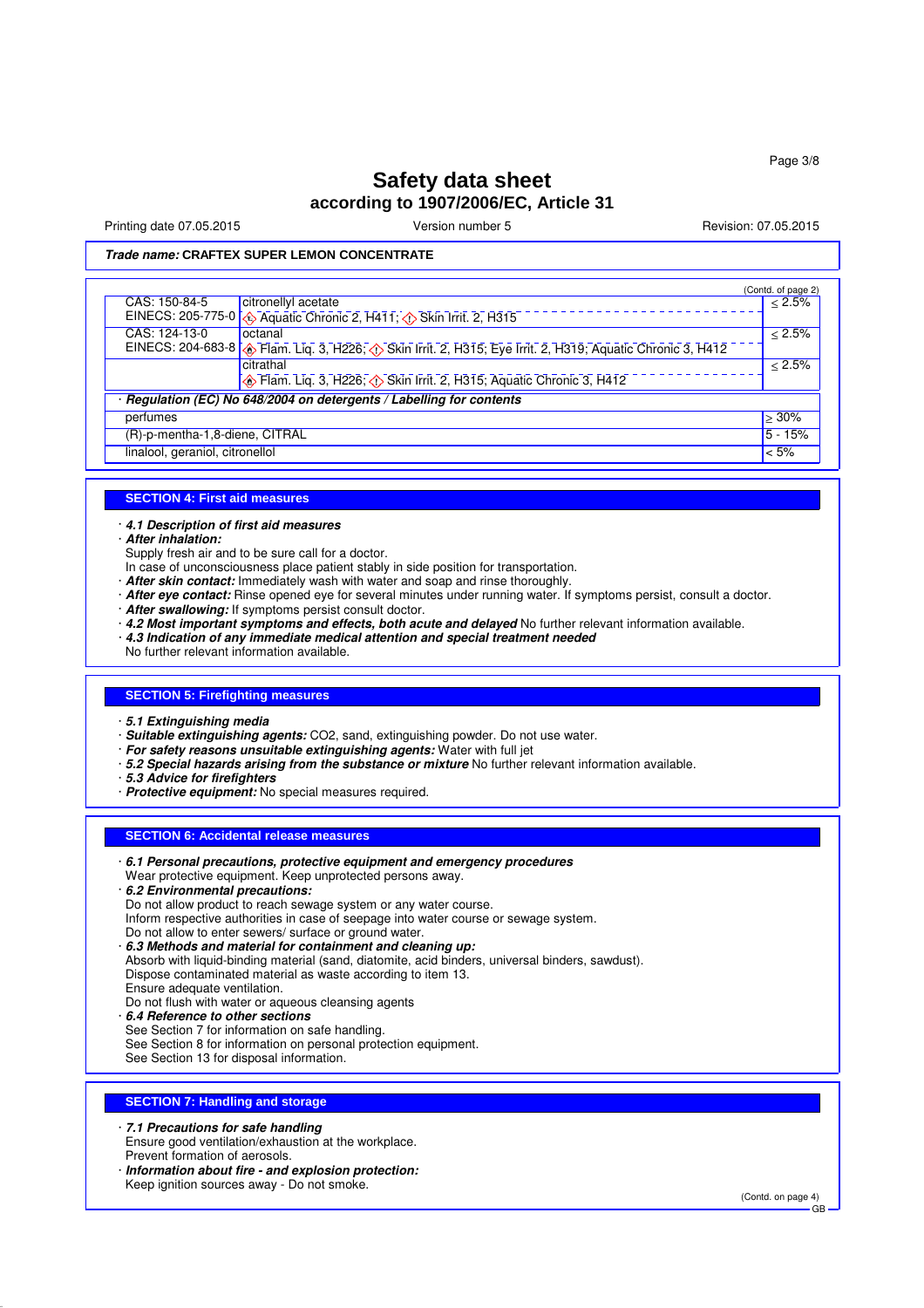**Trade name:** **CRAFTEX SUPER LEMON CONCENTRATE**

(Contd. of page 2)

| | | |
|---|---|---|
| CAS: 150-84-5<br>EINECS: 205-775-0 | citronellyl acetate<br>Aquatic Chronic 2, H411; Skin Irrit. 2, H315 | ≤ 2.5% |
| CAS: 124-13-0<br>EINECS: 204-683-8 | octanal<br>Flam. Liq. 3, H226; Skin Irrit. 2, H315; Eye Irrit. 2, H319; Aquatic Chronic 3, H412 | ≤ 2.5% |
| | citrathal<br>Flam. Liq. 3, H226; Skin Irrit. 2, H315; Aquatic Chronic 3, H412 | ≤ 2.5% |

· ***Regulation (EC) No 648/2004 on detergents / Labelling for contents***

| | |
|---|---|
| perfumes | ≥ 30% |
| (R)-p-mentha-1,8-diene, CITRAL | 5 - 15% |
| linalool, geraniol, citronellol | < 5% |

## SECTION 4: First aid measures

· ***4.1 Description of first aid measures***
· ***After inhalation:***
Supply fresh air and to be sure call for a doctor.
In case of unconsciousness place patient stably in side position for transportation.
· ***After skin contact:*** Immediately wash with water and soap and rinse thoroughly.
· ***After eye contact:*** Rinse opened eye for several minutes under running water. If symptoms persist, consult a doctor.
· ***After swallowing:*** If symptoms persist consult doctor.
· ***4.2 Most important symptoms and effects, both acute and delayed*** No further relevant information available.
· ***4.3 Indication of any immediate medical attention and special treatment needed***
No further relevant information available.

## SECTION 5: Firefighting measures

· ***5.1 Extinguishing media***
· ***Suitable extinguishing agents:*** CO2, sand, extinguishing powder. Do not use water.
· ***For safety reasons unsuitable extinguishing agents:*** Water with full jet
· ***5.2 Special hazards arising from the substance or mixture*** No further relevant information available.
· ***5.3 Advice for firefighters***
· ***Protective equipment:*** No special measures required.

## SECTION 6: Accidental release measures

· ***6.1 Personal precautions, protective equipment and emergency procedures***
Wear protective equipment. Keep unprotected persons away.
· ***6.2 Environmental precautions:***
Do not allow product to reach sewage system or any water course.
Inform respective authorities in case of seepage into water course or sewage system.
Do not allow to enter sewers/ surface or ground water.
· ***6.3 Methods and material for containment and cleaning up:***
Absorb with liquid-binding material (sand, diatomite, acid binders, universal binders, sawdust).
Dispose contaminated material as waste according to item 13.
Ensure adequate ventilation.
Do not flush with water or aqueous cleansing agents
· ***6.4 Reference to other sections***
See Section 7 for information on safe handling.
See Section 8 for information on personal protection equipment.
See Section 13 for disposal information.

## SECTION 7: Handling and storage

· ***7.1 Precautions for safe handling***
Ensure good ventilation/exhaustion at the workplace.
Prevent formation of aerosols.
· ***Information about fire - and explosion protection:***
Keep ignition sources away - Do not smoke.

(Contd. on page 4)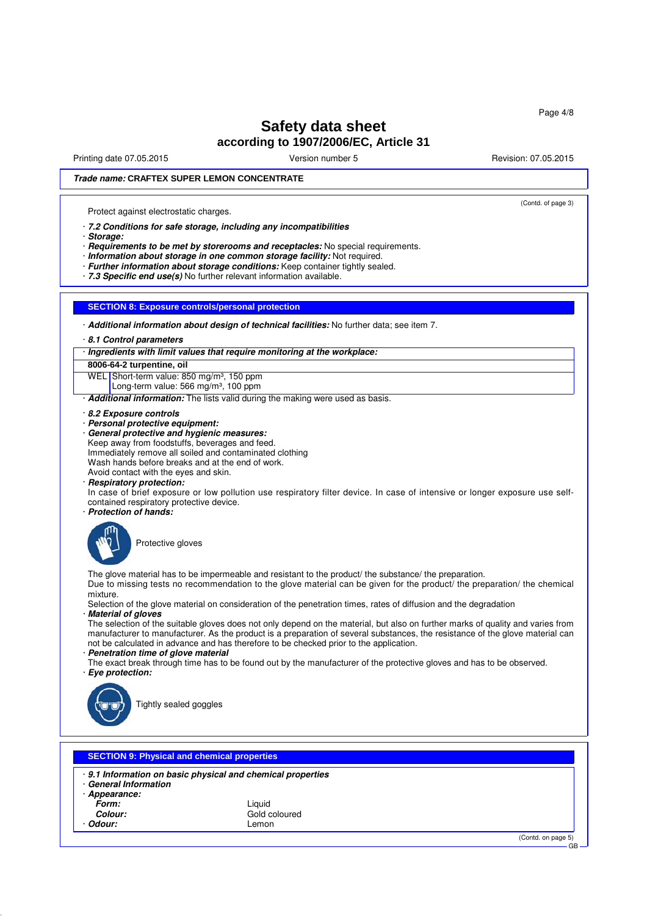**Trade name: CRAFTEX SUPER LEMON CONCENTRATE**

(Contd. of page 3)

Protect against electrostatic charges.

· ***7.2 Conditions for safe storage, including any incompatibilities***
· ***Storage:***
· ***Requirements to be met by storerooms and receptacles:*** No special requirements.
· ***Information about storage in one common storage facility:*** Not required.
· ***Further information about storage conditions:*** Keep container tightly sealed.
· ***7.3 Specific end use(s)*** No further relevant information available.

## SECTION 8: Exposure controls/personal protection

· ***Additional information about design of technical facilities:*** No further data; see item 7.

· ***8.1 Control parameters***

· ***Ingredients with limit values that require monitoring at the workplace:***

| **8006-64-2 turpentine, oil** | |
|---|---|
| WEL | Short-term value: 850 mg/m³, 150 ppm<br>Long-term value: 566 mg/m³, 100 ppm |

· ***Additional information:*** The lists valid during the making were used as basis.

· ***8.2 Exposure controls***
· ***Personal protective equipment:***
· ***General protective and hygienic measures:***
Keep away from foodstuffs, beverages and feed.
Immediately remove all soiled and contaminated clothing
Wash hands before breaks and at the end of work.
Avoid contact with the eyes and skin.
· ***Respiratory protection:***
In case of brief exposure or low pollution use respiratory filter device. In case of intensive or longer exposure use self-contained respiratory protective device.
· ***Protection of hands:***

Protective gloves

The glove material has to be impermeable and resistant to the product/ the substance/ the preparation.
Due to missing tests no recommendation to the glove material can be given for the product/ the preparation/ the chemical mixture.
Selection of the glove material on consideration of the penetration times, rates of diffusion and the degradation
· ***Material of gloves***
The selection of the suitable gloves does not only depend on the material, but also on further marks of quality and varies from manufacturer to manufacturer. As the product is a preparation of several substances, the resistance of the glove material can not be calculated in advance and has therefore to be checked prior to the application.
· ***Penetration time of glove material***
The exact break through time has to be found out by the manufacturer of the protective gloves and has to be observed.
· ***Eye protection:***

Tightly sealed goggles

## SECTION 9: Physical and chemical properties

· ***9.1 Information on basic physical and chemical properties***
· ***General Information***
· ***Appearance:***

| | |
|---|---|
| ***Form:*** | Liquid |
| ***Colour:*** | Gold coloured |
| · ***Odour:*** | Lemon |

(Contd. on page 5)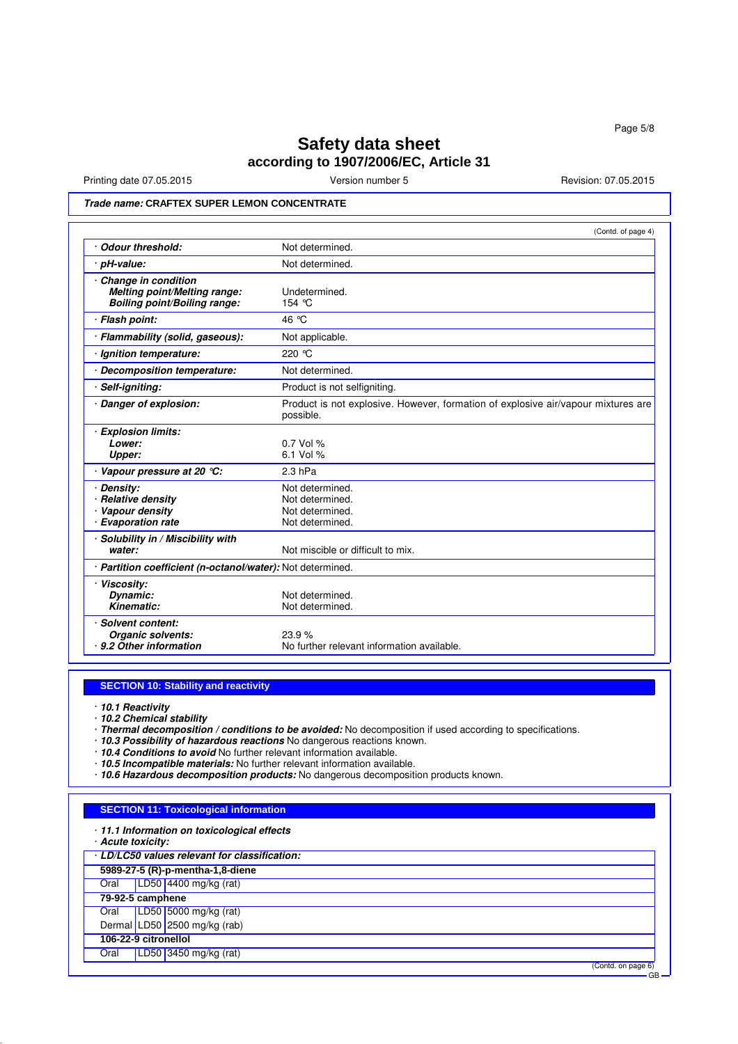# Safety data sheet
## according to 1907/2006/EC, Article 31

Printing date 07.05.2015 Version number 5 Revision: 07.05.2015

***Trade name:* CRAFTEX SUPER LEMON CONCENTRATE**

(Contd. of page 4)

| | |
|---|---|
| · ***Odour threshold:*** | Not determined. |
| · ***pH-value:*** | Not determined. |
| · ***Change in condition*** <br> ***Melting point/Melting range:*** <br> ***Boiling point/Boiling range:*** | <br> Undetermined. <br> 154 °C |
| · ***Flash point:*** | 46 °C |
| · ***Flammability (solid, gaseous):*** | Not applicable. |
| · ***Ignition temperature:*** | 220 °C |
| · ***Decomposition temperature:*** | Not determined. |
| · ***Self-igniting:*** | Product is not selfigniting. |
| · ***Danger of explosion:*** | Product is not explosive. However, formation of explosive air/vapour mixtures are possible. |
| · ***Explosion limits:*** <br> ***Lower:*** <br> ***Upper:*** | <br> 0.7 Vol % <br> 6.1 Vol % |
| · ***Vapour pressure at 20 °C:*** | 2.3 hPa |
| · ***Density:*** <br> · ***Relative density*** <br> · ***Vapour density*** <br> · ***Evaporation rate*** | Not determined. <br> Not determined. <br> Not determined. <br> Not determined. |
| · ***Solubility in / Miscibility with water:*** | Not miscible or difficult to mix. |
| · ***Partition coefficient (n-octanol/water):*** | Not determined. |
| · ***Viscosity:*** <br> ***Dynamic:*** <br> ***Kinematic:*** | <br> Not determined. <br> Not determined. |
| · ***Solvent content:*** <br> ***Organic solvents:*** <br> · ***9.2 Other information*** | <br> 23.9 % <br> No further relevant information available. |

## SECTION 10: Stability and reactivity

· ***10.1 Reactivity***
· ***10.2 Chemical stability***
· ***Thermal decomposition / conditions to be avoided:*** No decomposition if used according to specifications.
· ***10.3 Possibility of hazardous reactions*** No dangerous reactions known.
· ***10.4 Conditions to avoid*** No further relevant information available.
· ***10.5 Incompatible materials:*** No further relevant information available.
· ***10.6 Hazardous decomposition products:*** No dangerous decomposition products known.

## SECTION 11: Toxicological information

· ***11.1 Information on toxicological effects***
· ***Acute toxicity:***

| · ***LD/LC50 values relevant for classification:*** | | |
|---|---|---|
| **5989-27-5 (R)-p-mentha-1,8-diene** | | |
| Oral | LD50 | 4400 mg/kg (rat) |
| **79-92-5 camphene** | | |
| Oral | LD50 | 5000 mg/kg (rat) |
| Dermal | LD50 | 2500 mg/kg (rab) |
| **106-22-9 citronellol** | | |
| Oral | LD50 | 3450 mg/kg (rat) |

(Contd. on page 6)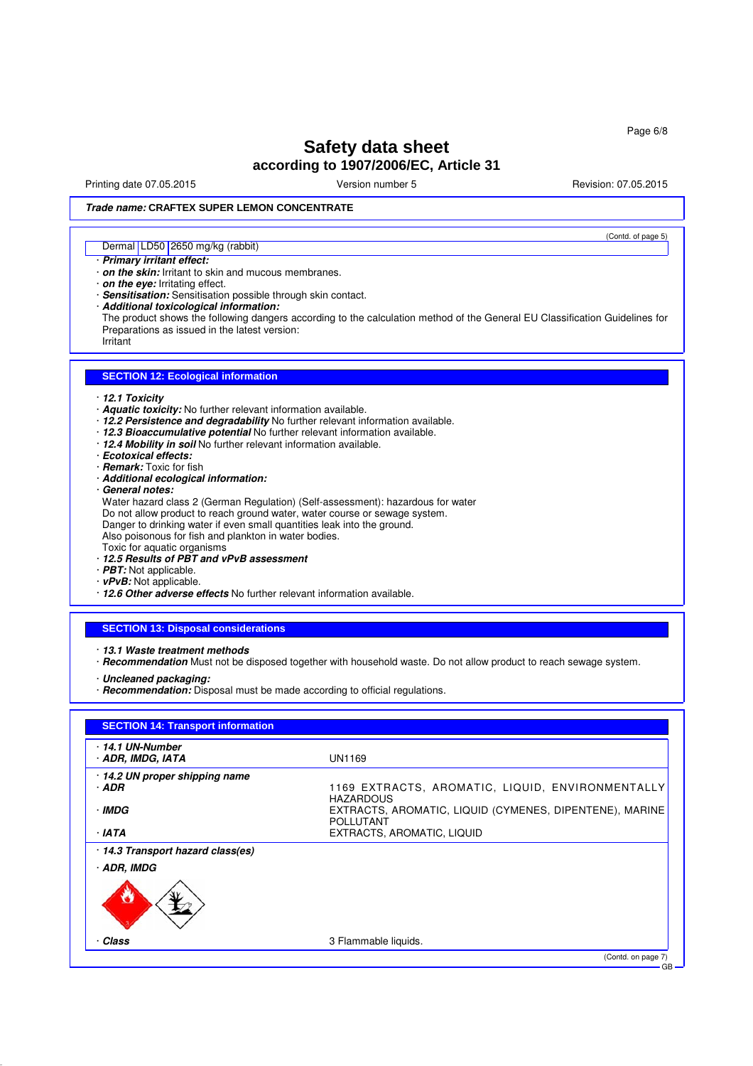# Safety data sheet

## according to 1907/2006/EC, Article 31

Printing date 07.05.2015 Version number 5 Revision: 07.05.2015

***Trade name:*** **CRAFTEX SUPER LEMON CONCENTRATE**

(Contd. of page 5)

| Dermal | LD50 | 2650 mg/kg (rabbit) |
|---|---|---|

· ***Primary irritant effect:***
· ***on the skin:*** Irritant to skin and mucous membranes.
· ***on the eye:*** Irritating effect.
· ***Sensitisation:*** Sensitisation possible through skin contact.
· ***Additional toxicological information:***
The product shows the following dangers according to the calculation method of the General EU Classification Guidelines for Preparations as issued in the latest version:
Irritant

## SECTION 12: Ecological information

· ***12.1 Toxicity***
· ***Aquatic toxicity:*** No further relevant information available.
· ***12.2 Persistence and degradability*** No further relevant information available.
· ***12.3 Bioaccumulative potential*** No further relevant information available.
· ***12.4 Mobility in soil*** No further relevant information available.
· ***Ecotoxical effects:***
· ***Remark:*** Toxic for fish
· ***Additional ecological information:***
· ***General notes:***
Water hazard class 2 (German Regulation) (Self-assessment): hazardous for water
Do not allow product to reach ground water, water course or sewage system.
Danger to drinking water if even small quantities leak into the ground.
Also poisonous for fish and plankton in water bodies.
Toxic for aquatic organisms
· ***12.5 Results of PBT and vPvB assessment***
· ***PBT:*** Not applicable.
· ***vPvB:*** Not applicable.
· ***12.6 Other adverse effects*** No further relevant information available.

## SECTION 13: Disposal considerations

· ***13.1 Waste treatment methods***
· ***Recommendation*** Must not be disposed together with household waste. Do not allow product to reach sewage system.

· ***Uncleaned packaging:***
· ***Recommendation:*** Disposal must be made according to official regulations.

## SECTION 14: Transport information

| | |
|---|---|
| · ***14.1 UN-Number*** | |
| · ***ADR, IMDG, IATA*** | UN1169 |
| · ***14.2 UN proper shipping name*** | |
| · ***ADR*** | 1169 EXTRACTS, AROMATIC, LIQUID, ENVIRONMENTALLY HAZARDOUS |
| · ***IMDG*** | EXTRACTS, AROMATIC, LIQUID (CYMENES, DIPENTENE), MARINE POLLUTANT |
| · ***IATA*** | EXTRACTS, AROMATIC, LIQUID |
| · ***14.3 Transport hazard class(es)*** | |
| · ***ADR, IMDG*** | |
| · ***Class*** | 3 Flammable liquids. |

(Contd. on page 7)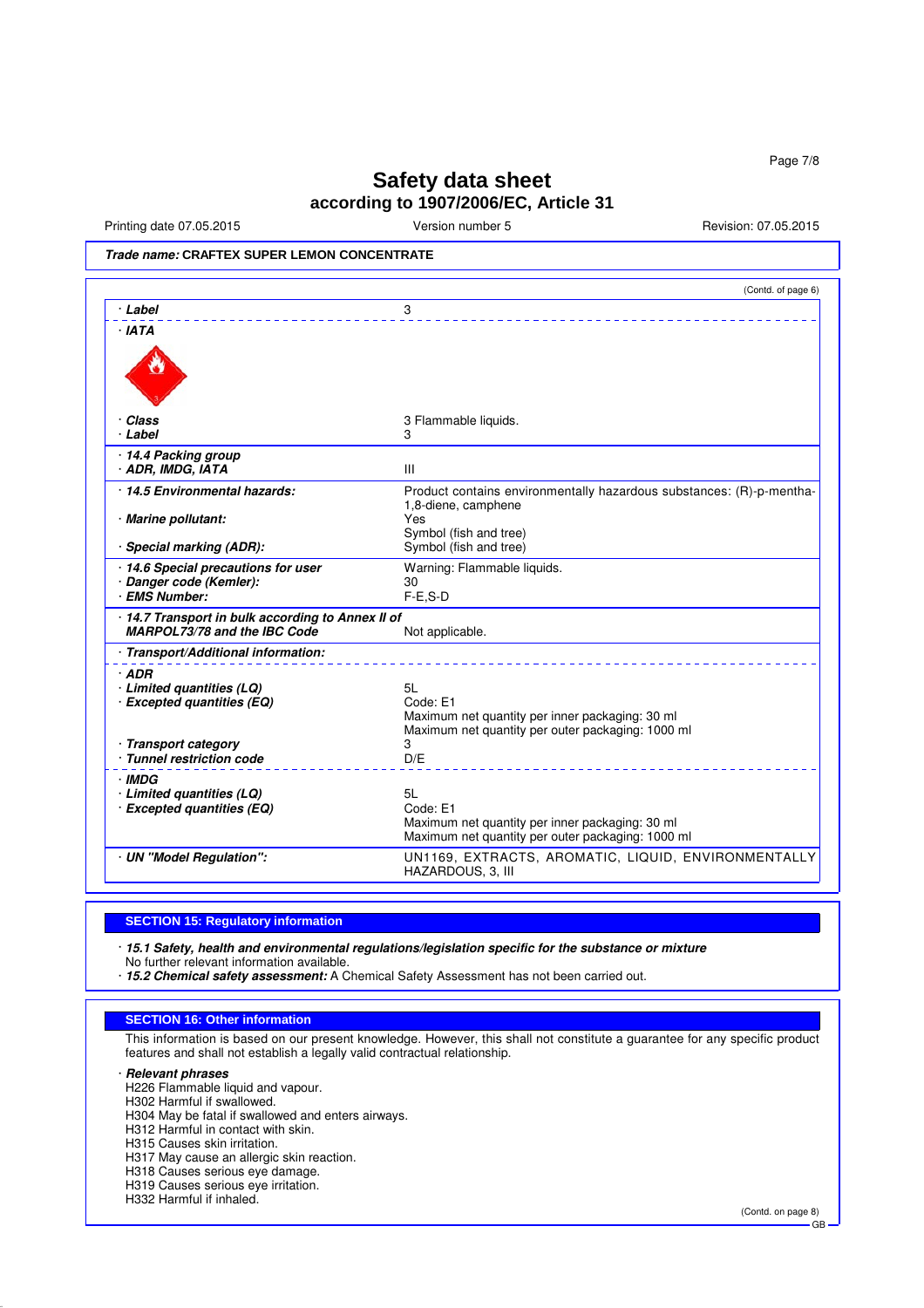# Safety data sheet

## according to 1907/2006/EC, Article 31

Printing date 07.05.2015 | Version number 5 | Revision: 07.05.2015

***Trade name:* CRAFTEX SUPER LEMON CONCENTRATE**

(Contd. of page 6)

| | |
|---|---|
| · ***Label*** | 3 |
| · ***IATA*** | |
| · ***Class*** | 3 Flammable liquids. |
| · ***Label*** | 3 |
| · ***14.4 Packing group*** | |
| · ***ADR, IMDG, IATA*** | III |
| · ***14.5 Environmental hazards:*** | Product contains environmentally hazardous substances: (R)-p-mentha-1,8-diene, camphene |
| · ***Marine pollutant:*** | Yes<br>Symbol (fish and tree) |
| · ***Special marking (ADR):*** | Symbol (fish and tree) |
| · ***14.6 Special precautions for user*** | Warning: Flammable liquids. |
| · ***Danger code (Kemler):*** | 30 |
| · ***EMS Number:*** | F-E,S-D |
| · ***14.7 Transport in bulk according to Annex II of MARPOL73/78 and the IBC Code*** | Not applicable. |
| · ***Transport/Additional information:*** | |
| · ***ADR*** | |
| · ***Limited quantities (LQ)*** | 5L |
| · ***Excepted quantities (EQ)*** | Code: E1<br>Maximum net quantity per inner packaging: 30 ml<br>Maximum net quantity per outer packaging: 1000 ml |
| · ***Transport category*** | 3 |
| · ***Tunnel restriction code*** | D/E |
| · ***IMDG*** | |
| · ***Limited quantities (LQ)*** | 5L |
| · ***Excepted quantities (EQ)*** | Code: E1<br>Maximum net quantity per inner packaging: 30 ml<br>Maximum net quantity per outer packaging: 1000 ml |
| · ***UN "Model Regulation":*** | UN1169, EXTRACTS, AROMATIC, LIQUID, ENVIRONMENTALLY HAZARDOUS, 3, III |

## SECTION 15: Regulatory information

· ***15.1 Safety, health and environmental regulations/legislation specific for the substance or mixture***
No further relevant information available.
· ***15.2 Chemical safety assessment:*** A Chemical Safety Assessment has not been carried out.

## SECTION 16: Other information

This information is based on our present knowledge. However, this shall not constitute a guarantee for any specific product features and shall not establish a legally valid contractual relationship.

· ***Relevant phrases***
H226 Flammable liquid and vapour.
H302 Harmful if swallowed.
H304 May be fatal if swallowed and enters airways.
H312 Harmful in contact with skin.
H315 Causes skin irritation.
H317 May cause an allergic skin reaction.
H318 Causes serious eye damage.
H319 Causes serious eye irritation.
H332 Harmful if inhaled.

(Contd. on page 8)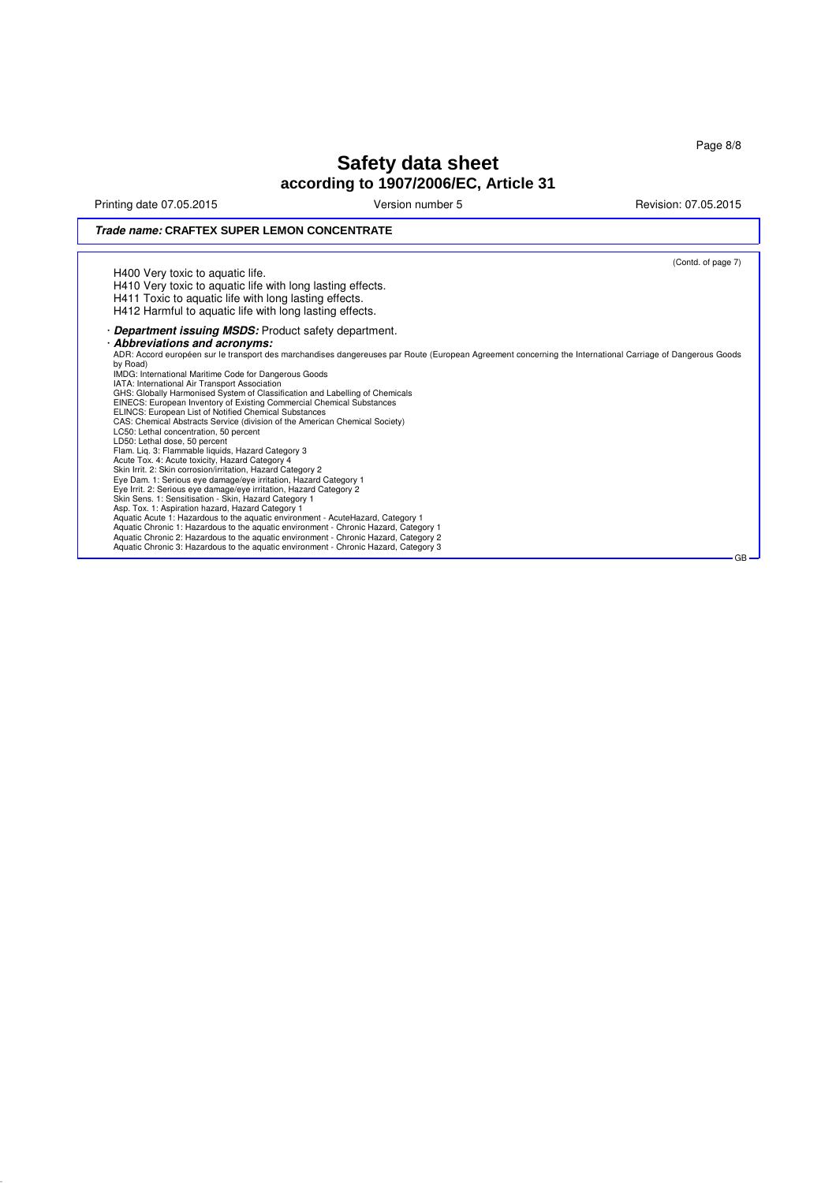(Contd. of page 7)

H400 Very toxic to aquatic life.
H410 Very toxic to aquatic life with long lasting effects.
H411 Toxic to aquatic life with long lasting effects.
H412 Harmful to aquatic life with long lasting effects.

· ***Department issuing MSDS:*** Product safety department.

· ***Abbreviations and acronyms:***

ADR: Accord européen sur le transport des marchandises dangereuses par Route (European Agreement concerning the International Carriage of Dangerous Goods by Road)
IMDG: International Maritime Code for Dangerous Goods
IATA: International Air Transport Association
GHS: Globally Harmonised System of Classification and Labelling of Chemicals
EINECS: European Inventory of Existing Commercial Chemical Substances
ELINCS: European List of Notified Chemical Substances
CAS: Chemical Abstracts Service (division of the American Chemical Society)
LC50: Lethal concentration, 50 percent
LD50: Lethal dose, 50 percent
Flam. Liq. 3: Flammable liquids, Hazard Category 3
Acute Tox. 4: Acute toxicity, Hazard Category 4
Skin Irrit. 2: Skin corrosion/irritation, Hazard Category 2
Eye Dam. 1: Serious eye damage/eye irritation, Hazard Category 1
Eye Irrit. 2: Serious eye damage/eye irritation, Hazard Category 2
Skin Sens. 1: Sensitisation - Skin, Hazard Category 1
Asp. Tox. 1: Aspiration hazard, Hazard Category 1
Aquatic Acute 1: Hazardous to the aquatic environment - AcuteHazard, Category 1
Aquatic Chronic 1: Hazardous to the aquatic environment - Chronic Hazard, Category 1
Aquatic Chronic 2: Hazardous to the aquatic environment - Chronic Hazard, Category 2
Aquatic Chronic 3: Hazardous to the aquatic environment - Chronic Hazard, Category 3